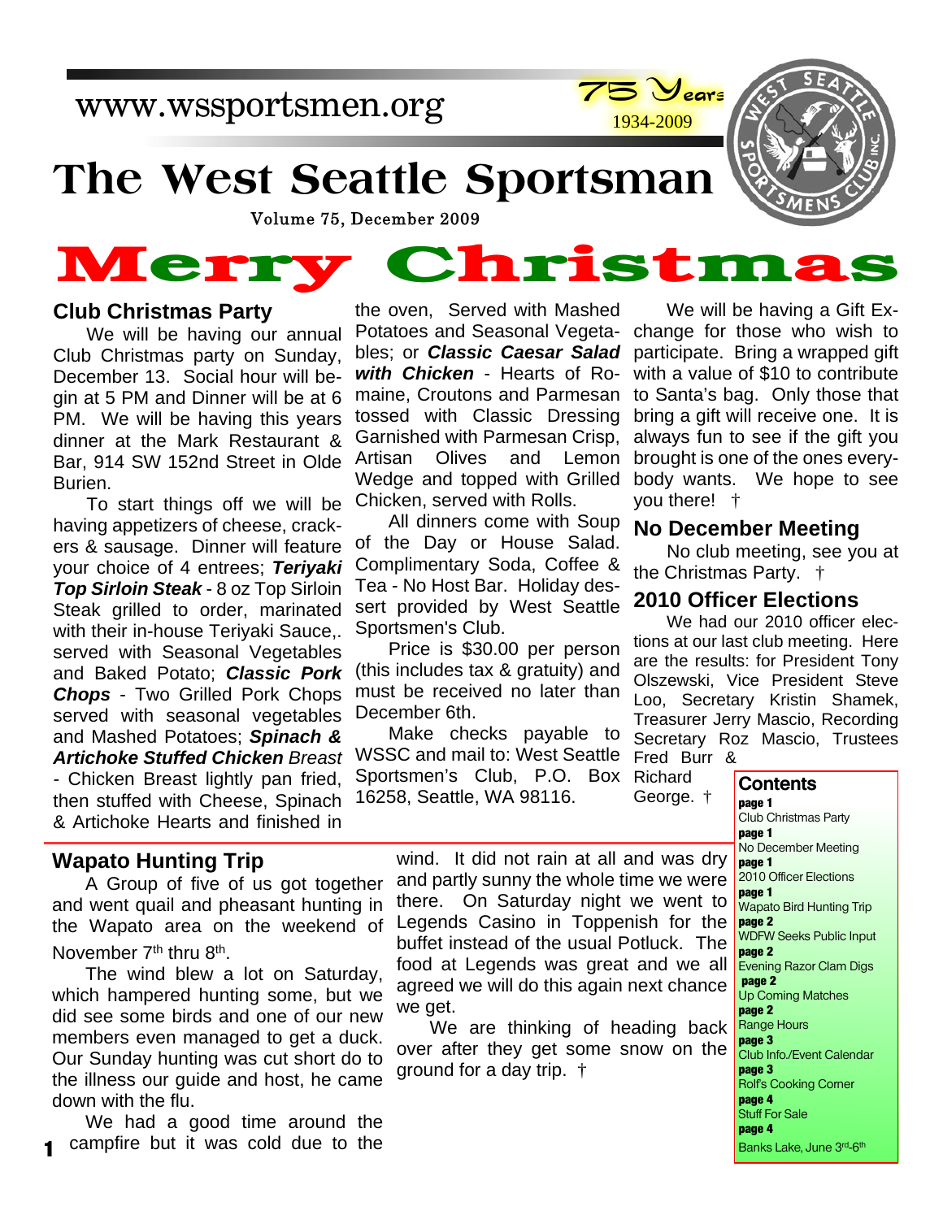www.wssportsmen.org

75 Years 1934-2009

# The West Seattle Sportsman

Volume 75, December 2009

# Merry Christmas

## Club Christmas Party

We will be having our annual Club Christmas party on Sunday, December 13. Social hour will begin at 5 PM and Dinner will be at 6 PM. We will be having this years dinner at the Mark Restaurant & Bar, 914 SW 152nd Street in Olde Burien.

To start things off we will be having appetizers of cheese, crackers & sausage. Dinner will feature your choice of 4 entrees; ***Teriyaki Top Sirloin Steak*** - 8 oz Top Sirloin Steak grilled to order, marinated with their in-house Teriyaki Sauce,. served with Seasonal Vegetables and Baked Potato; ***Classic Pork Chops*** - Two Grilled Pork Chops served with seasonal vegetables and Mashed Potatoes; ***Spinach & Artichoke Stuffed Chicken** Breast* - Chicken Breast lightly pan fried, then stuffed with Cheese, Spinach & Artichoke Hearts and finished in the oven, Served with Mashed Potatoes and Seasonal Vegetables; or ***Classic Caesar Salad with Chicken*** - Hearts of Romaine, Croutons and Parmesan tossed with Classic Dressing Garnished with Parmesan Crisp, Artisan Olives and Lemon Wedge and topped with Grilled Chicken, served with Rolls.

All dinners come with Soup of the Day or House Salad. Complimentary Soda, Coffee & Tea - No Host Bar. Holiday dessert provided by West Seattle Sportsmen's Club.

Price is $30.00 per person (this includes tax & gratuity) and must be received no later than December 6th.

Make checks payable to WSSC and mail to: West Seattle Sportsmen's Club, P.O. Box 16258, Seattle, WA 98116.

We will be having a Gift Exchange for those who wish to participate. Bring a wrapped gift with a value of $10 to contribute to Santa's bag. Only those that bring a gift will receive one. It is always fun to see if the gift you brought is one of the ones everybody wants. We hope to see you there! †

## No December Meeting

No club meeting, see you at the Christmas Party. †

## 2010 Officer Elections

We had our 2010 officer elections at our last club meeting. Here are the results: for President Tony Olszewski, Vice President Steve Loo, Secretary Kristin Shamek, Treasurer Jerry Mascio, Recording Secretary Roz Mascio, Trustees Fred Burr & Richard George. †

## Wapato Hunting Trip

A Group of five of us got together and went quail and pheasant hunting in the Wapato area on the weekend of November 7th thru 8th.

The wind blew a lot on Saturday, which hampered hunting some, but we did see some birds and one of our new members even managed to get a duck. Our Sunday hunting was cut short do to the illness our guide and host, he came down with the flu.

We had a good time around the campfire but it was cold due to the wind. It did not rain at all and was dry and partly sunny the whole time we were there. On Saturday night we went to Legends Casino in Toppenish for the buffet instead of the usual Potluck. The food at Legends was great and we all agreed we will do this again next chance we get.

We are thinking of heading back over after they get some snow on the ground for a day trip. †

## Contents

**page 1** Club Christmas Party
**page 1** No December Meeting
**page 1** 2010 Officer Elections
**page 1** Wapato Bird Hunting Trip
**page 2** WDFW Seeks Public Input
**page 2** Evening Razor Clam Digs
**page 2** Up Coming Matches
**page 2** Range Hours
**page 3** Club Info./Event Calendar
**page 3** Rolf's Cooking Corner
**page 4** Stuff For Sale
**page 4** Banks Lake, June 3rd-6th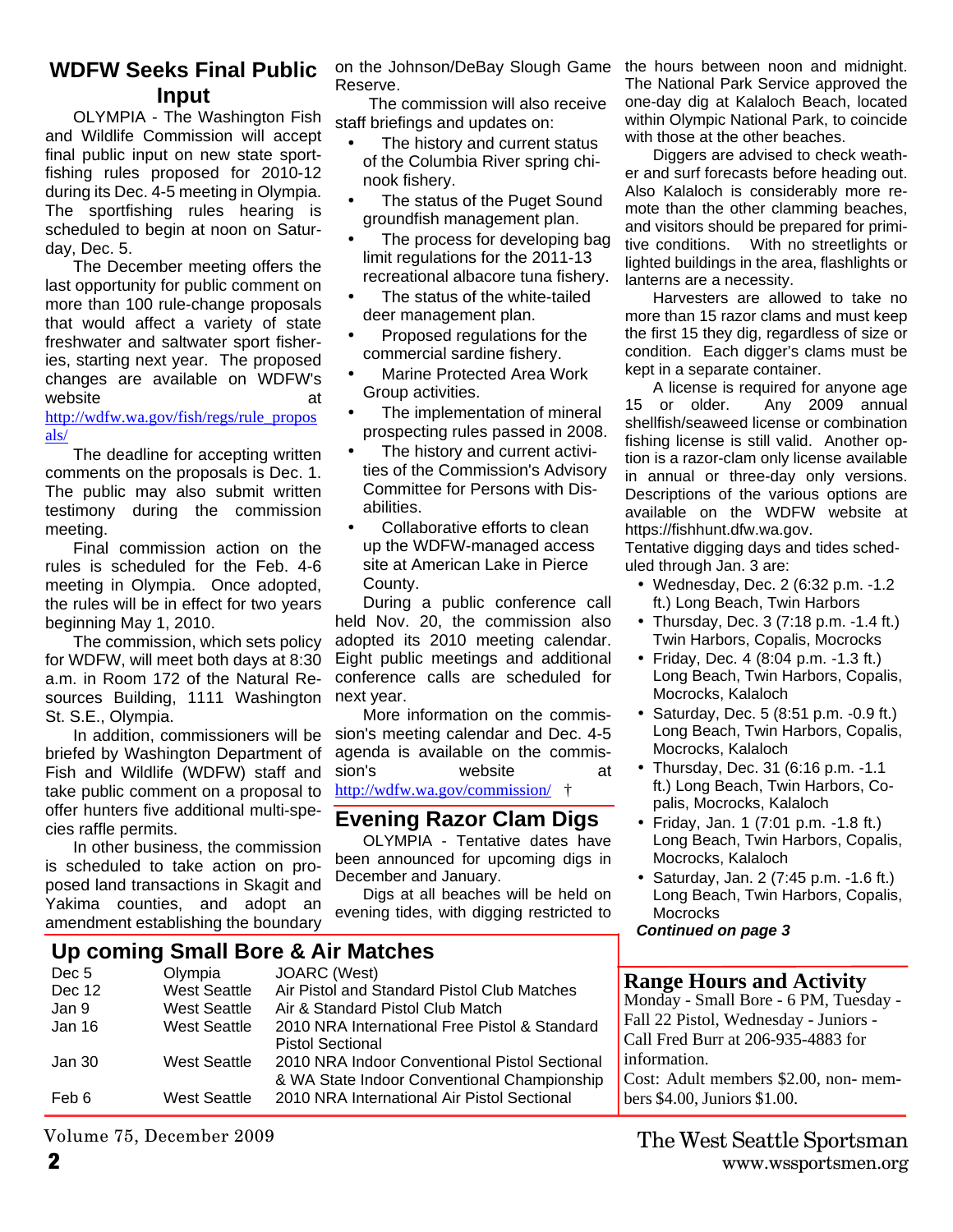## WDFW Seeks Final Public Input

OLYMPIA - The Washington Fish and Wildlife Commission will accept final public input on new state sport-fishing rules proposed for 2010-12 during its Dec. 4-5 meeting in Olympia. The sportfishing rules hearing is scheduled to begin at noon on Saturday, Dec. 5.

The December meeting offers the last opportunity for public comment on more than 100 rule-change proposals that would affect a variety of state freshwater and saltwater sport fisheries, starting next year. The proposed changes are available on WDFW's website at http://wdfw.wa.gov/fish/regs/rule_proposals/

The deadline for accepting written comments on the proposals is Dec. 1. The public may also submit written testimony during the commission meeting.

Final commission action on the rules is scheduled for the Feb. 4-6 meeting in Olympia. Once adopted, the rules will be in effect for two years beginning May 1, 2010.

The commission, which sets policy for WDFW, will meet both days at 8:30 a.m. in Room 172 of the Natural Resources Building, 1111 Washington St. S.E., Olympia.

In addition, commissioners will be briefed by Washington Department of Fish and Wildlife (WDFW) staff and take public comment on a proposal to offer hunters five additional multi-species raffle permits.

In other business, the commission is scheduled to take action on proposed land transactions in Skagit and Yakima counties, and adopt an amendment establishing the boundary on the Johnson/DeBay Slough Game Reserve.

The commission will also receive staff briefings and updates on:

- The history and current status of the Columbia River spring chinook fishery.
- The status of the Puget Sound groundfish management plan.
- The process for developing bag limit regulations for the 2011-13 recreational albacore tuna fishery.
- The status of the white-tailed deer management plan.
- Proposed regulations for the commercial sardine fishery.
- Marine Protected Area Work Group activities.
- The implementation of mineral prospecting rules passed in 2008.
- The history and current activities of the Commission's Advisory Committee for Persons with Disabilities.
- Collaborative efforts to clean up the WDFW-managed access site at American Lake in Pierce County.

During a public conference call held Nov. 20, the commission also adopted its 2010 meeting calendar. Eight public meetings and additional conference calls are scheduled for next year.

More information on the commission's meeting calendar and Dec. 4-5 agenda is available on the commission's website at http://wdfw.wa.gov/commission/ †

## Evening Razor Clam Digs

OLYMPIA - Tentative dates have been announced for upcoming digs in December and January.

Digs at all beaches will be held on evening tides, with digging restricted to the hours between noon and midnight. The National Park Service approved the one-day dig at Kalaloch Beach, located within Olympic National Park, to coincide with those at the other beaches.

Diggers are advised to check weather and surf forecasts before heading out. Also Kalaloch is considerably more remote than the other clamming beaches, and visitors should be prepared for primitive conditions. With no streetlights or lighted buildings in the area, flashlights or lanterns are a necessity.

Harvesters are allowed to take no more than 15 razor clams and must keep the first 15 they dig, regardless of size or condition. Each digger's clams must be kept in a separate container.

A license is required for anyone age 15 or older. Any 2009 annual shellfish/seaweed license or combination fishing license is still valid. Another option is a razor-clam only license available in annual or three-day only versions. Descriptions of the various options are available on the WDFW website at https://fishhunt.dfw.wa.gov.

Tentative digging days and tides scheduled through Jan. 3 are:

- Wednesday, Dec. 2 (6:32 p.m. -1.2 ft.) Long Beach, Twin Harbors
- Thursday, Dec. 3 (7:18 p.m. -1.4 ft.) Twin Harbors, Copalis, Mocrocks
- Friday, Dec. 4 (8:04 p.m. -1.3 ft.) Long Beach, Twin Harbors, Copalis, Mocrocks, Kalaloch
- Saturday, Dec. 5 (8:51 p.m. -0.9 ft.) Long Beach, Twin Harbors, Copalis, Mocrocks, Kalaloch
- Thursday, Dec. 31 (6:16 p.m. -1.1 ft.) Long Beach, Twin Harbors, Copalis, Mocrocks, Kalaloch
- Friday, Jan. 1 (7:01 p.m. -1.8 ft.) Long Beach, Twin Harbors, Copalis, Mocrocks, Kalaloch
- Saturday, Jan. 2 (7:45 p.m. -1.6 ft.) Long Beach, Twin Harbors, Copalis, Mocrocks

***Continued on page 3***

## Up coming Small Bore & Air Matches

| | | |
|---|---|---|
| Dec 5 | Olympia | JOARC (West) |
| Dec 12 | West Seattle | Air Pistol and Standard Pistol Club Matches |
| Jan 9 | West Seattle | Air & Standard Pistol Club Match |
| Jan 16 | West Seattle | 2010 NRA International Free Pistol & Standard Pistol Sectional |
| Jan 30 | West Seattle | 2010 NRA Indoor Conventional Pistol Sectional & WA State Indoor Conventional Championship |
| Feb 6 | West Seattle | 2010 NRA International Air Pistol Sectional |

## Range Hours and Activity

Monday - Small Bore - 6 PM, Tuesday - Fall 22 Pistol, Wednesday - Juniors - Call Fred Burr at 206-935-4883 for information.

Cost: Adult members $2.00, non-members $4.00, Juniors $1.00.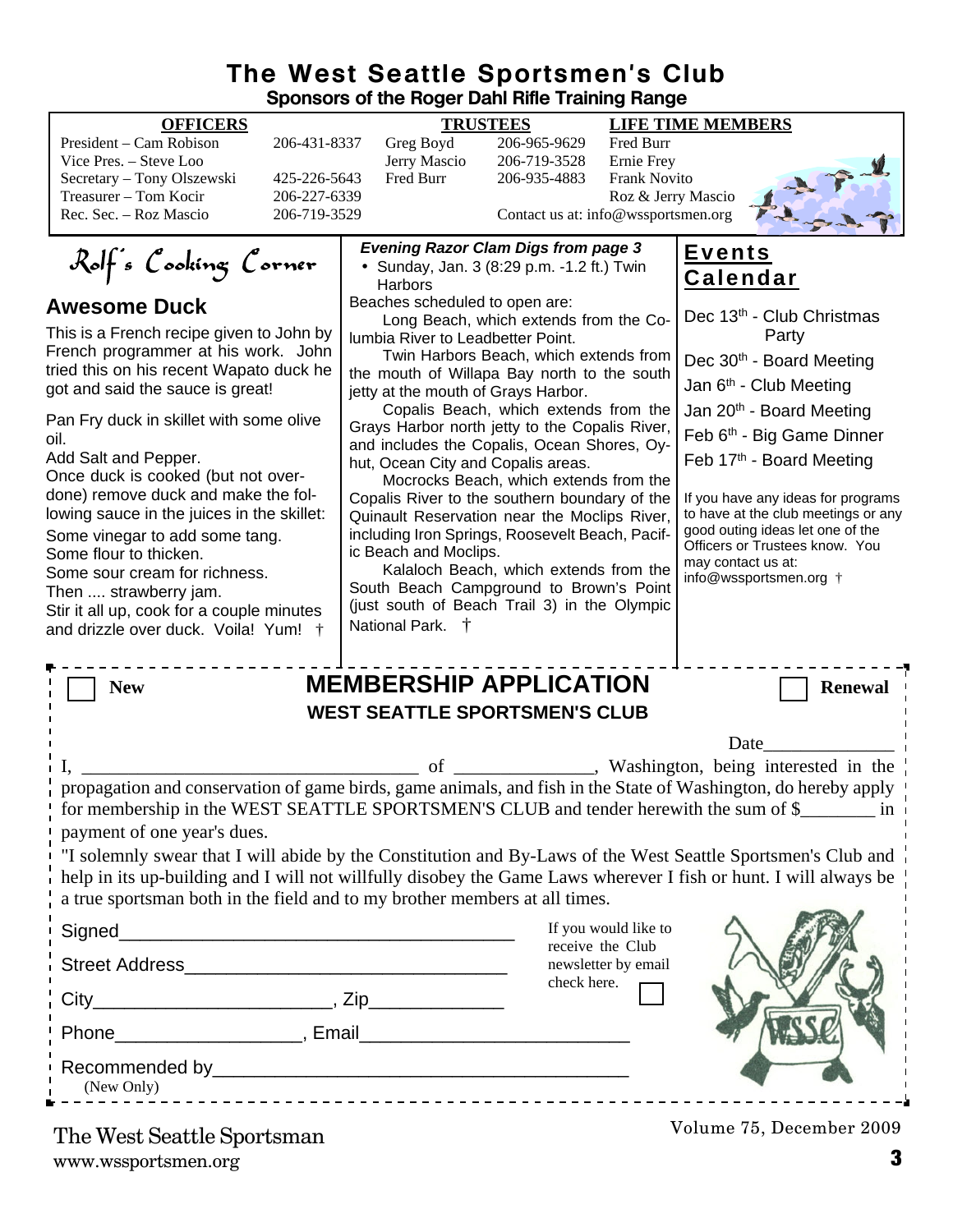# The West Seattle Sportsmen's Club

**Sponsors of the Roger Dahl Rifle Training Range**

| OFFICERS | | TRUSTEES | | LIFE TIME MEMBERS |
|---|---|---|---|---|
| President – Cam Robison | 206-431-8337 | Greg Boyd | 206-965-9629 | Fred Burr |
| Vice Pres. – Steve Loo | | Jerry Mascio | 206-719-3528 | Ernie Frey |
| Secretary – Tony Olszewski | 425-226-5643 | Fred Burr | 206-935-4883 | Frank Novito |
| Treasurer – Tom Kocir | 206-227-6339 | | | Roz & Jerry Mascio |
| Rec. Sec. – Roz Mascio | 206-719-3529 | | | |

Contact us at: info@wssportsmen.org

## Rolf's Cooking Corner

### Awesome Duck

This is a French recipe given to John by French programmer at his work. John tried this on his recent Wapato duck he got and said the sauce is great!

Pan Fry duck in skillet with some olive oil.
Add Salt and Pepper.
Once duck is cooked (but not over-done) remove duck and make the following sauce in the juices in the skillet:
Some vinegar to add some tang.
Some flour to thicken.
Some sour cream for richness.
Then .... strawberry jam.
Stir it all up, cook for a couple minutes and drizzle over duck. Voila! Yum! †

***Evening Razor Clam Digs from page 3***

- Sunday, Jan. 3 (8:29 p.m. -1.2 ft.) Twin Harbors

Beaches scheduled to open are:

Long Beach, which extends from the Columbia River to Leadbetter Point.

Twin Harbors Beach, which extends from the mouth of Willapa Bay north to the south jetty at the mouth of Grays Harbor.

Copalis Beach, which extends from the Grays Harbor north jetty to the Copalis River, and includes the Copalis, Ocean Shores, Oyhut, Ocean City and Copalis areas.

Mocrocks Beach, which extends from the Copalis River to the southern boundary of the Quinault Reservation near the Moclips River, including Iron Springs, Roosevelt Beach, Pacific Beach and Moclips.

Kalaloch Beach, which extends from the South Beach Campground to Brown's Point (just south of Beach Trail 3) in the Olympic National Park. †

## Events Calendar

Dec 13th - Club Christmas Party
Dec 30th - Board Meeting
Jan 6th - Club Meeting
Jan 20th - Board Meeting
Feb 6th - Big Game Dinner
Feb 17th - Board Meeting

If you have any ideas for programs to have at the club meetings or any good outing ideas let one of the Officers or Trustees know. You may contact us at: info@wssportsmen.org †

---

☐ **New** ☐ **Renewal**

## MEMBERSHIP APPLICATION

**WEST SEATTLE SPORTSMEN'S CLUB**

Date______________

I, ____________________________________ of _______________, Washington, being interested in the propagation and conservation of game birds, game animals, and fish in the State of Washington, do hereby apply for membership in the WEST SEATTLE SPORTSMEN'S CLUB and tender herewith the sum of $________ in payment of one year's dues.

"I solemnly swear that I will abide by the Constitution and By-Laws of the West Seattle Sportsmen's Club and help in its up-building and I will not willfully disobey the Game Laws wherever I fish or hunt. I will always be a true sportsman both in the field and to my brother members at all times.

Signed________________________________________

Street Address________________________________

City_______________________, Zip_____________

Phone__________________, Email__________________________

Recommended by________________________________________
(New Only)

If you would like to receive the Club newsletter by email check here. ☐

The West Seattle Sportsman
www.wssportsmen.org

Volume 75, December 2009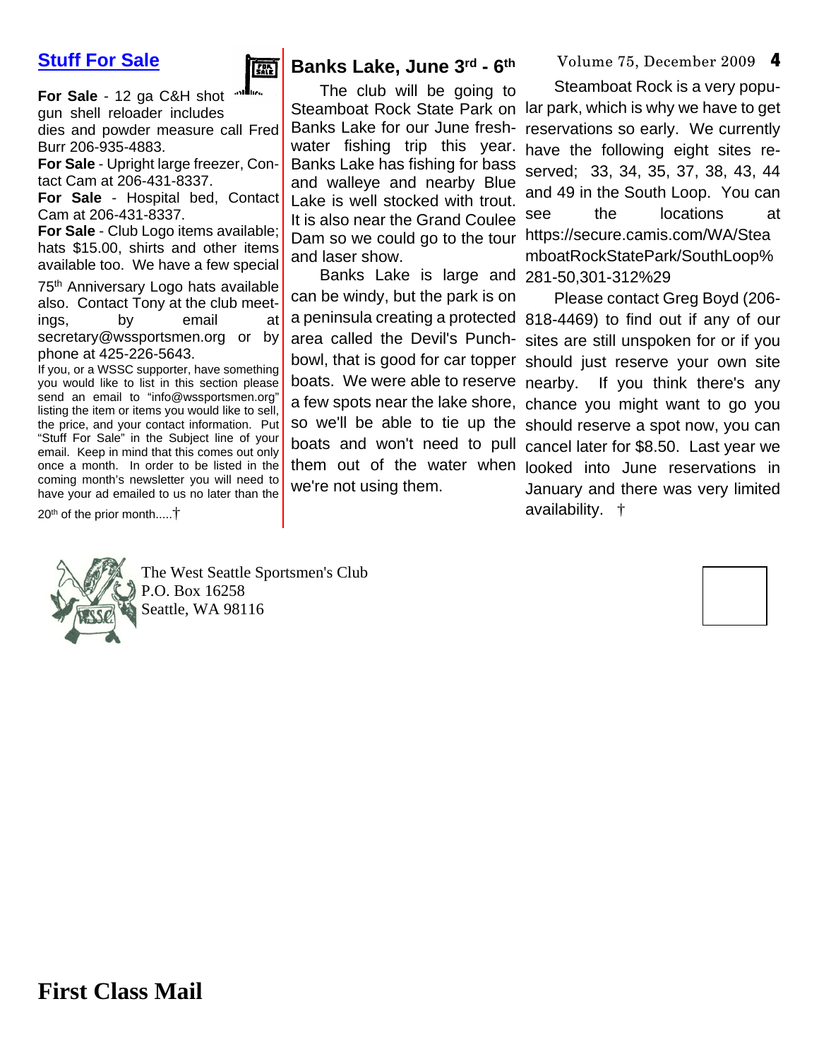## Stuff For Sale

**For Sale** - 12 ga C&H shot gun shell reloader includes dies and powder measure call Fred Burr 206-935-4883.

**For Sale** - Upright large freezer, Contact Cam at 206-431-8337.

**For Sale** - Hospital bed, Contact Cam at 206-431-8337.

**For Sale** - Club Logo items available; hats $15.00, shirts and other items available too. We have a few special 75th Anniversary Logo hats available also. Contact Tony at the club meetings, by email at secretary@wssportsmen.org or by phone at 425-226-5643.

If you, or a WSSC supporter, have something you would like to list in this section please send an email to "info@wssportsmen.org" listing the item or items you would like to sell, the price, and your contact information. Put "Stuff For Sale" in the Subject line of your email. Keep in mind that this comes out only once a month. In order to be listed in the coming month's newsletter you will need to have your ad emailed to us no later than the 20th of the prior month.....†

## Banks Lake, June 3rd - 6th

The club will be going to Steamboat Rock State Park on Banks Lake for our June freshwater fishing trip this year. Banks Lake has fishing for bass and walleye and nearby Blue Lake is well stocked with trout. It is also near the Grand Coulee Dam so we could go to the tour and laser show.

Banks Lake is large and can be windy, but the park is on a peninsula creating a protected area called the Devil's Punchbowl, that is good for car topper boats. We were able to reserve a few spots near the lake shore, so we'll be able to tie up the boats and won't need to pull them out of the water when we're not using them.

Steamboat Rock is a very popular park, which is why we have to get reservations so early. We currently have the following eight sites reserved; 33, 34, 35, 37, 38, 43, 44 and 49 in the South Loop. You can see the locations at https://secure.camis.com/WA/SteamboatRockStatePark/SouthLoop%281-50,301-312%29

Please contact Greg Boyd (206-818-4469) to find out if any of our sites are still unspoken for or if you should just reserve your own site nearby. If you think there's any chance you might want to go you should reserve a spot now, you can cancel later for $8.50. Last year we looked into June reservations in January and there was very limited availability. †

The West Seattle Sportsmen's Club
P.O. Box 16258
Seattle, WA 98116

**First Class Mail**